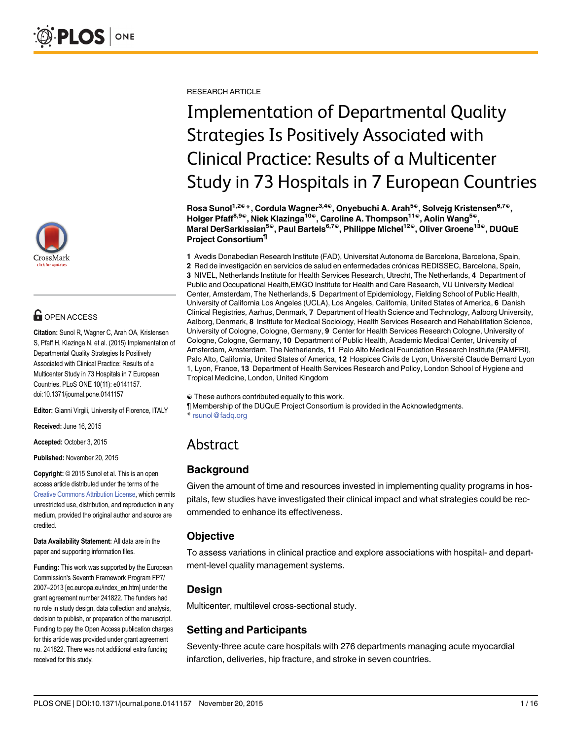RESEARCH ARTICLE

# Implementation of Departmental Quality Strategies Is Positively Associated with Clinical Practice: Results of a Multicenter Study in 73 Hospitals in 7 European Countries

**Rosa Sunol[1,2☯]*, Cordula Wagner[3,4☯], Onyebuchi A. Arah[5☯], Solvejg Kristensen[6,7☯], Holger Pfaff[8,9☯], Niek Klazinga[10☯], Caroline A. Thompson[11☯], Aolin Wang[5☯], Maral DerSarkissian[5☯], Paul Bartels[6,7☯], Philippe Michel[12☯], Oliver Groene[13☯], DUQuE Project Consortium[¶]**

**1** Avedis Donabedian Research Institute (FAD), Universitat Autonoma de Barcelona, Barcelona, Spain, **2** Red de investigación en servicios de salud en enfermedades crónicas REDISSEC, Barcelona, Spain, **3** NIVEL, Netherlands Institute for Health Services Research, Utrecht, The Netherlands, **4** Department of Public and Occupational Health,EMGO Institute for Health and Care Research, VU University Medical Center, Amsterdam, The Netherlands, **5** Department of Epidemiology, Fielding School of Public Health, University of California Los Angeles (UCLA), Los Angeles, California, United States of America, **6** Danish Clinical Registries, Aarhus, Denmark, **7** Department of Health Science and Technology, Aalborg University, Aalborg, Denmark, **8** Institute for Medical Sociology, Health Services Research and Rehabilitation Science, University of Cologne, Cologne, Germany, **9** Center for Health Services Research Cologne, University of Cologne, Cologne, Germany, **10** Department of Public Health, Academic Medical Center, University of Amsterdam, Amsterdam, The Netherlands, **11** Palo Alto Medical Foundation Research Institute (PAMFRI), Palo Alto, California, United States of America, **12** Hospices Civils de Lyon, Université Claude Bernard Lyon 1, Lyon, France, **13** Department of Health Services Research and Policy, London School of Hygiene and Tropical Medicine, London, United Kingdom

☯ These authors contributed equally to this work.

¶ Membership of the DUQuE Project Consortium is provided in the Acknowledgments.

* rsunol@fadq.org

OPEN ACCESS

**Citation:** Sunol R, Wagner C, Arah OA, Kristensen S, Pfaff H, Klazinga N, et al. (2015) Implementation of Departmental Quality Strategies Is Positively Associated with Clinical Practice: Results of a Multicenter Study in 73 Hospitals in 7 European Countries. PLoS ONE 10(11): e0141157. doi:10.1371/journal.pone.0141157

**Editor:** Gianni Virgili, University of Florence, ITALY

**Received:** June 16, 2015

**Accepted:** October 3, 2015

**Published:** November 20, 2015

**Copyright:** © 2015 Sunol et al. This is an open access article distributed under the terms of the Creative Commons Attribution License, which permits unrestricted use, distribution, and reproduction in any medium, provided the original author and source are credited.

**Data Availability Statement:** All data are in the paper and supporting information files.

**Funding:** This work was supported by the European Commission's Seventh Framework Program FP7/ 2007–2013 [ec.europa.eu/index_en.htm] under the grant agreement number 241822. The funders had no role in study design, data collection and analysis, decision to publish, or preparation of the manuscript. Funding to pay the Open Access publication charges for this article was provided under grant agreement no. 241822. There was not additional extra funding received for this study.

## Abstract

### Background

Given the amount of time and resources invested in implementing quality programs in hospitals, few studies have investigated their clinical impact and what strategies could be recommended to enhance its effectiveness.

### Objective

To assess variations in clinical practice and explore associations with hospital- and department-level quality management systems.

### Design

Multicenter, multilevel cross-sectional study.

### Setting and Participants

Seventy-three acute care hospitals with 276 departments managing acute myocardial infarction, deliveries, hip fracture, and stroke in seven countries.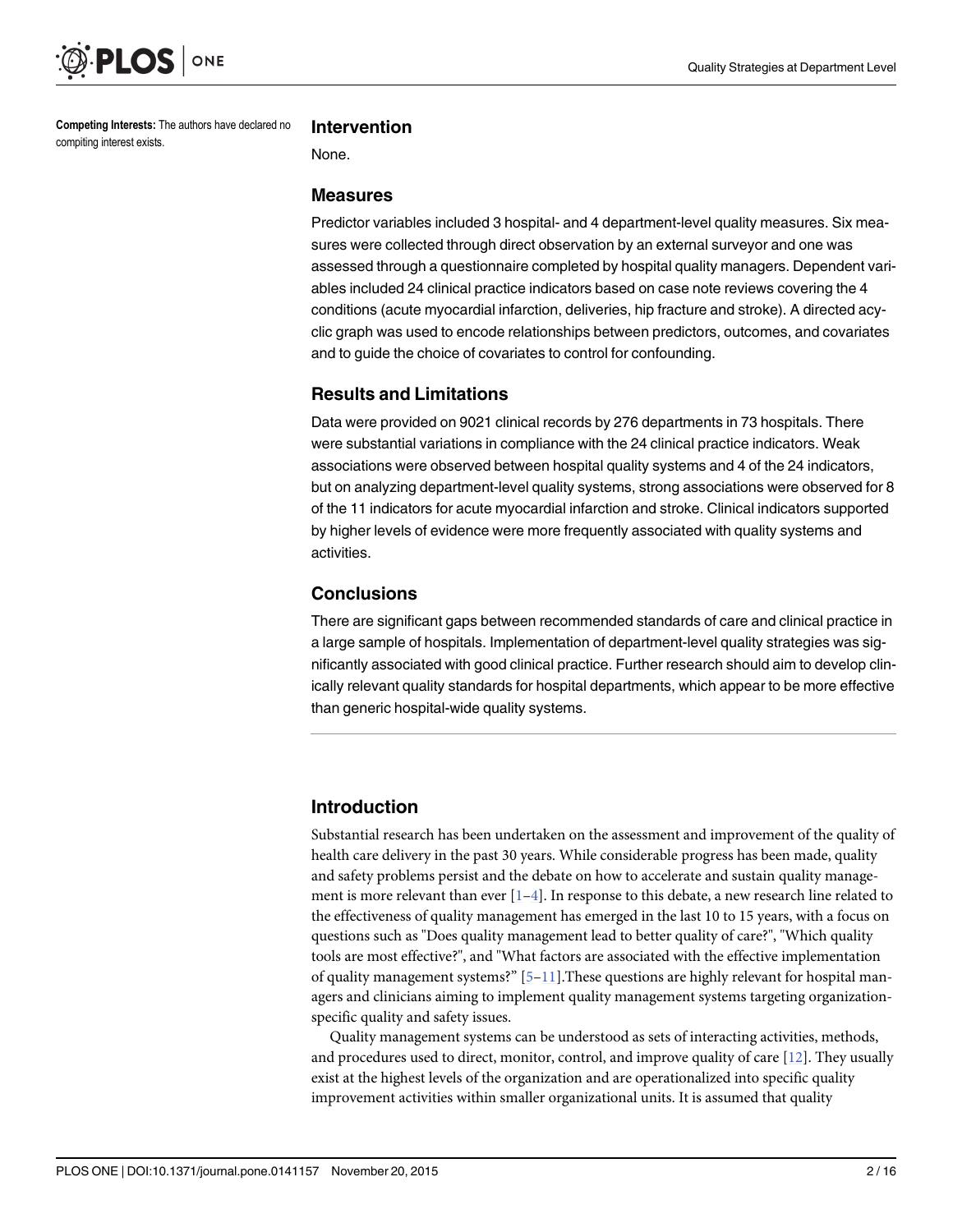**Competing Interests:** The authors have declared no compiting interest exists.

### Intervention

None.

### Measures

Predictor variables included 3 hospital- and 4 department-level quality measures. Six measures were collected through direct observation by an external surveyor and one was assessed through a questionnaire completed by hospital quality managers. Dependent variables included 24 clinical practice indicators based on case note reviews covering the 4 conditions (acute myocardial infarction, deliveries, hip fracture and stroke). A directed acyclic graph was used to encode relationships between predictors, outcomes, and covariates and to guide the choice of covariates to control for confounding.

### Results and Limitations

Data were provided on 9021 clinical records by 276 departments in 73 hospitals. There were substantial variations in compliance with the 24 clinical practice indicators. Weak associations were observed between hospital quality systems and 4 of the 24 indicators, but on analyzing department-level quality systems, strong associations were observed for 8 of the 11 indicators for acute myocardial infarction and stroke. Clinical indicators supported by higher levels of evidence were more frequently associated with quality systems and activities.

### Conclusions

There are significant gaps between recommended standards of care and clinical practice in a large sample of hospitals. Implementation of department-level quality strategies was significantly associated with good clinical practice. Further research should aim to develop clinically relevant quality standards for hospital departments, which appear to be more effective than generic hospital-wide quality systems.

## Introduction

Substantial research has been undertaken on the assessment and improvement of the quality of health care delivery in the past 30 years. While considerable progress has been made, quality and safety problems persist and the debate on how to accelerate and sustain quality management is more relevant than ever [1–4]. In response to this debate, a new research line related to the effectiveness of quality management has emerged in the last 10 to 15 years, with a focus on questions such as "Does quality management lead to better quality of care?", "Which quality tools are most effective?", and "What factors are associated with the effective implementation of quality management systems?" [5–11].These questions are highly relevant for hospital managers and clinicians aiming to implement quality management systems targeting organization-specific quality and safety issues.

Quality management systems can be understood as sets of interacting activities, methods, and procedures used to direct, monitor, control, and improve quality of care [12]. They usually exist at the highest levels of the organization and are operationalized into specific quality improvement activities within smaller organizational units. It is assumed that quality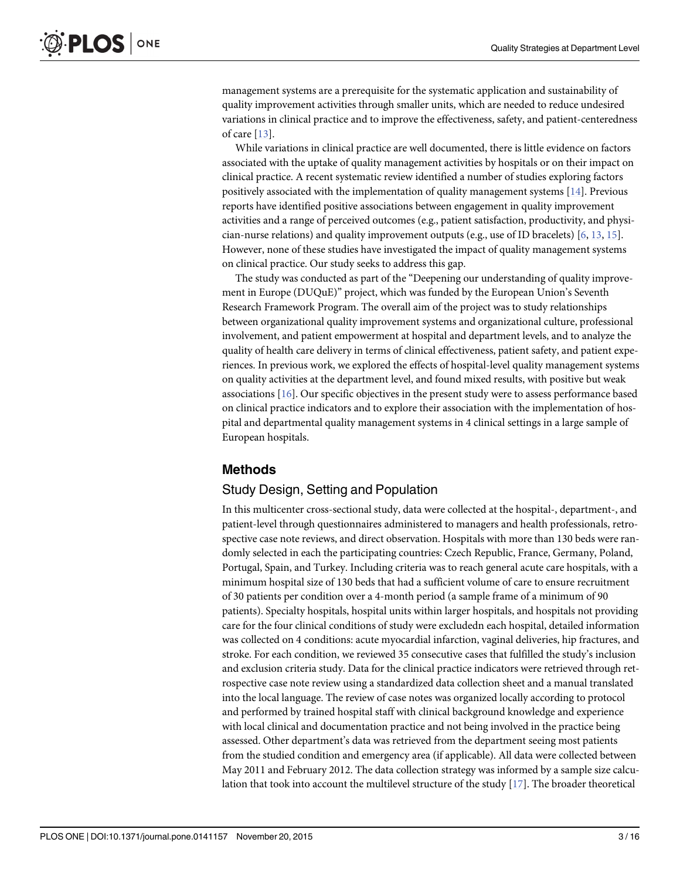management systems are a prerequisite for the systematic application and sustainability of quality improvement activities through smaller units, which are needed to reduce undesired variations in clinical practice and to improve the effectiveness, safety, and patient-centeredness of care [13].

While variations in clinical practice are well documented, there is little evidence on factors associated with the uptake of quality management activities by hospitals or on their impact on clinical practice. A recent systematic review identified a number of studies exploring factors positively associated with the implementation of quality management systems [14]. Previous reports have identified positive associations between engagement in quality improvement activities and a range of perceived outcomes (e.g., patient satisfaction, productivity, and physician-nurse relations) and quality improvement outputs (e.g., use of ID bracelets) [6, 13, 15]. However, none of these studies have investigated the impact of quality management systems on clinical practice. Our study seeks to address this gap.

The study was conducted as part of the "Deepening our understanding of quality improvement in Europe (DUQuE)" project, which was funded by the European Union's Seventh Research Framework Program. The overall aim of the project was to study relationships between organizational quality improvement systems and organizational culture, professional involvement, and patient empowerment at hospital and department levels, and to analyze the quality of health care delivery in terms of clinical effectiveness, patient safety, and patient experiences. In previous work, we explored the effects of hospital-level quality management systems on quality activities at the department level, and found mixed results, with positive but weak associations [16]. Our specific objectives in the present study were to assess performance based on clinical practice indicators and to explore their association with the implementation of hospital and departmental quality management systems in 4 clinical settings in a large sample of European hospitals.

## Methods

### Study Design, Setting and Population

In this multicenter cross-sectional study, data were collected at the hospital-, department-, and patient-level through questionnaires administered to managers and health professionals, retrospective case note reviews, and direct observation. Hospitals with more than 130 beds were randomly selected in each the participating countries: Czech Republic, France, Germany, Poland, Portugal, Spain, and Turkey. Including criteria was to reach general acute care hospitals, with a minimum hospital size of 130 beds that had a sufficient volume of care to ensure recruitment of 30 patients per condition over a 4-month period (a sample frame of a minimum of 90 patients). Specialty hospitals, hospital units within larger hospitals, and hospitals not providing care for the four clinical conditions of study were excludedn each hospital, detailed information was collected on 4 conditions: acute myocardial infarction, vaginal deliveries, hip fractures, and stroke. For each condition, we reviewed 35 consecutive cases that fulfilled the study's inclusion and exclusion criteria study. Data for the clinical practice indicators were retrieved through retrospective case note review using a standardized data collection sheet and a manual translated into the local language. The review of case notes was organized locally according to protocol and performed by trained hospital staff with clinical background knowledge and experience with local clinical and documentation practice and not being involved in the practice being assessed. Other department's data was retrieved from the department seeing most patients from the studied condition and emergency area (if applicable). All data were collected between May 2011 and February 2012. The data collection strategy was informed by a sample size calculation that took into account the multilevel structure of the study [17]. The broader theoretical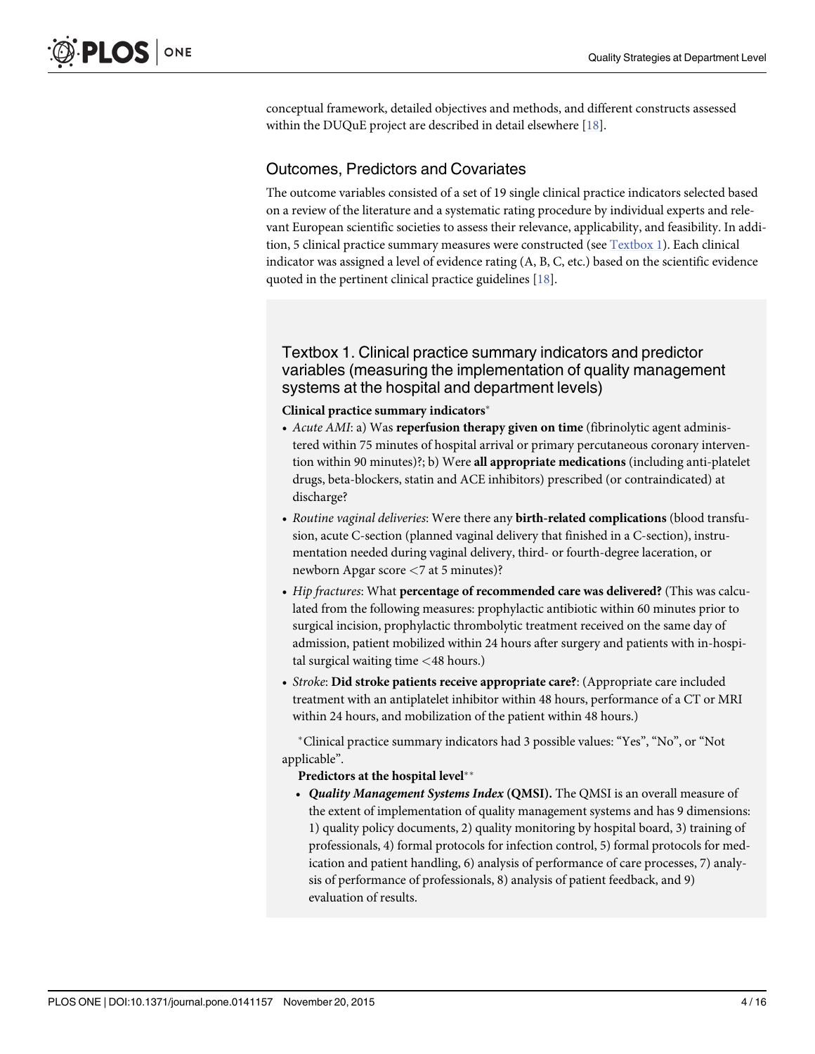conceptual framework, detailed objectives and methods, and different constructs assessed within the DUQuE project are described in detail elsewhere [18].

## Outcomes, Predictors and Covariates

The outcome variables consisted of a set of 19 single clinical practice indicators selected based on a review of the literature and a systematic rating procedure by individual experts and relevant European scientific societies to assess their relevance, applicability, and feasibility. In addition, 5 clinical practice summary measures were constructed (see Textbox 1). Each clinical indicator was assigned a level of evidence rating (A, B, C, etc.) based on the scientific evidence quoted in the pertinent clinical practice guidelines [18].

### Textbox 1. Clinical practice summary indicators and predictor variables (measuring the implementation of quality management systems at the hospital and department levels)

**Clinical practice summary indicators***

- *Acute AMI*: a) Was **reperfusion therapy given on time** (fibrinolytic agent administered within 75 minutes of hospital arrival or primary percutaneous coronary intervention within 90 minutes)?; b) Were **all appropriate medications** (including anti-platelet drugs, beta-blockers, statin and ACE inhibitors) prescribed (or contraindicated) at discharge?
- *Routine vaginal deliveries*: Were there any **birth-related complications** (blood transfusion, acute C-section (planned vaginal delivery that finished in a C-section), instrumentation needed during vaginal delivery, third- or fourth-degree laceration, or newborn Apgar score <7 at 5 minutes)?
- *Hip fractures*: What **percentage of recommended care was delivered?** (This was calculated from the following measures: prophylactic antibiotic within 60 minutes prior to surgical incision, prophylactic thrombolytic treatment received on the same day of admission, patient mobilized within 24 hours after surgery and patients with in-hospital surgical waiting time <48 hours.)
- *Stroke*: **Did stroke patients receive appropriate care?**: (Appropriate care included treatment with an antiplatelet inhibitor within 48 hours, performance of a CT or MRI within 24 hours, and mobilization of the patient within 48 hours.)

*Clinical practice summary indicators had 3 possible values: "Yes", "No", or "Not applicable".

**Predictors at the hospital level****

- ***Quality Management Systems Index* (QMSI).** The QMSI is an overall measure of the extent of implementation of quality management systems and has 9 dimensions: 1) quality policy documents, 2) quality monitoring by hospital board, 3) training of professionals, 4) formal protocols for infection control, 5) formal protocols for medication and patient handling, 6) analysis of performance of care processes, 7) analysis of performance of professionals, 8) analysis of patient feedback, and 9) evaluation of results.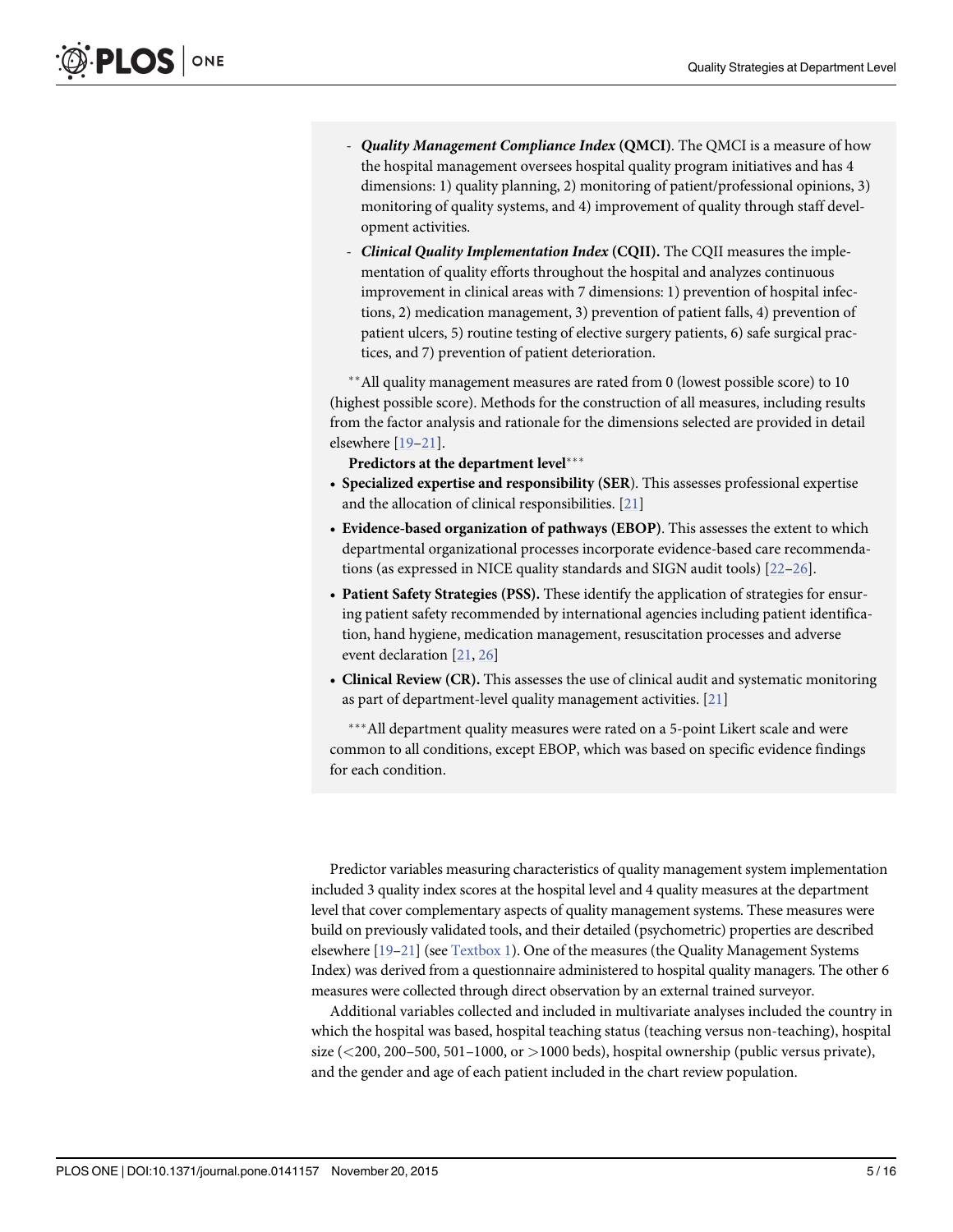- ***Quality Management Compliance Index* (QMCI)**. The QMCI is a measure of how the hospital management oversees hospital quality program initiatives and has 4 dimensions: 1) quality planning, 2) monitoring of patient/professional opinions, 3) monitoring of quality systems, and 4) improvement of quality through staff development activities.
- ***Clinical Quality Implementation Index* (CQII).** The CQII measures the implementation of quality efforts throughout the hospital and analyzes continuous improvement in clinical areas with 7 dimensions: 1) prevention of hospital infections, 2) medication management, 3) prevention of patient falls, 4) prevention of patient ulcers, 5) routine testing of elective surgery patients, 6) safe surgical practices, and 7) prevention of patient deterioration.

**All quality management measures are rated from 0 (lowest possible score) to 10 (highest possible score). Methods for the construction of all measures, including results from the factor analysis and rationale for the dimensions selected are provided in detail elsewhere [19–21].

**Predictors at the department level*****

- **Specialized expertise and responsibility (SER)**. This assesses professional expertise and the allocation of clinical responsibilities. [21]
- **Evidence-based organization of pathways (EBOP)**. This assesses the extent to which departmental organizational processes incorporate evidence-based care recommendations (as expressed in NICE quality standards and SIGN audit tools) [22–26].
- **Patient Safety Strategies (PSS).** These identify the application of strategies for ensuring patient safety recommended by international agencies including patient identification, hand hygiene, medication management, resuscitation processes and adverse event declaration [21, 26]
- **Clinical Review (CR).** This assesses the use of clinical audit and systematic monitoring as part of department-level quality management activities. [21]

***All department quality measures were rated on a 5-point Likert scale and were common to all conditions, except EBOP, which was based on specific evidence findings for each condition.

Predictor variables measuring characteristics of quality management system implementation included 3 quality index scores at the hospital level and 4 quality measures at the department level that cover complementary aspects of quality management systems. These measures were build on previously validated tools, and their detailed (psychometric) properties are described elsewhere [19–21] (see Textbox 1). One of the measures (the Quality Management Systems Index) was derived from a questionnaire administered to hospital quality managers. The other 6 measures were collected through direct observation by an external trained surveyor.

Additional variables collected and included in multivariate analyses included the country in which the hospital was based, hospital teaching status (teaching versus non-teaching), hospital size (<200, 200–500, 501–1000, or >1000 beds), hospital ownership (public versus private), and the gender and age of each patient included in the chart review population.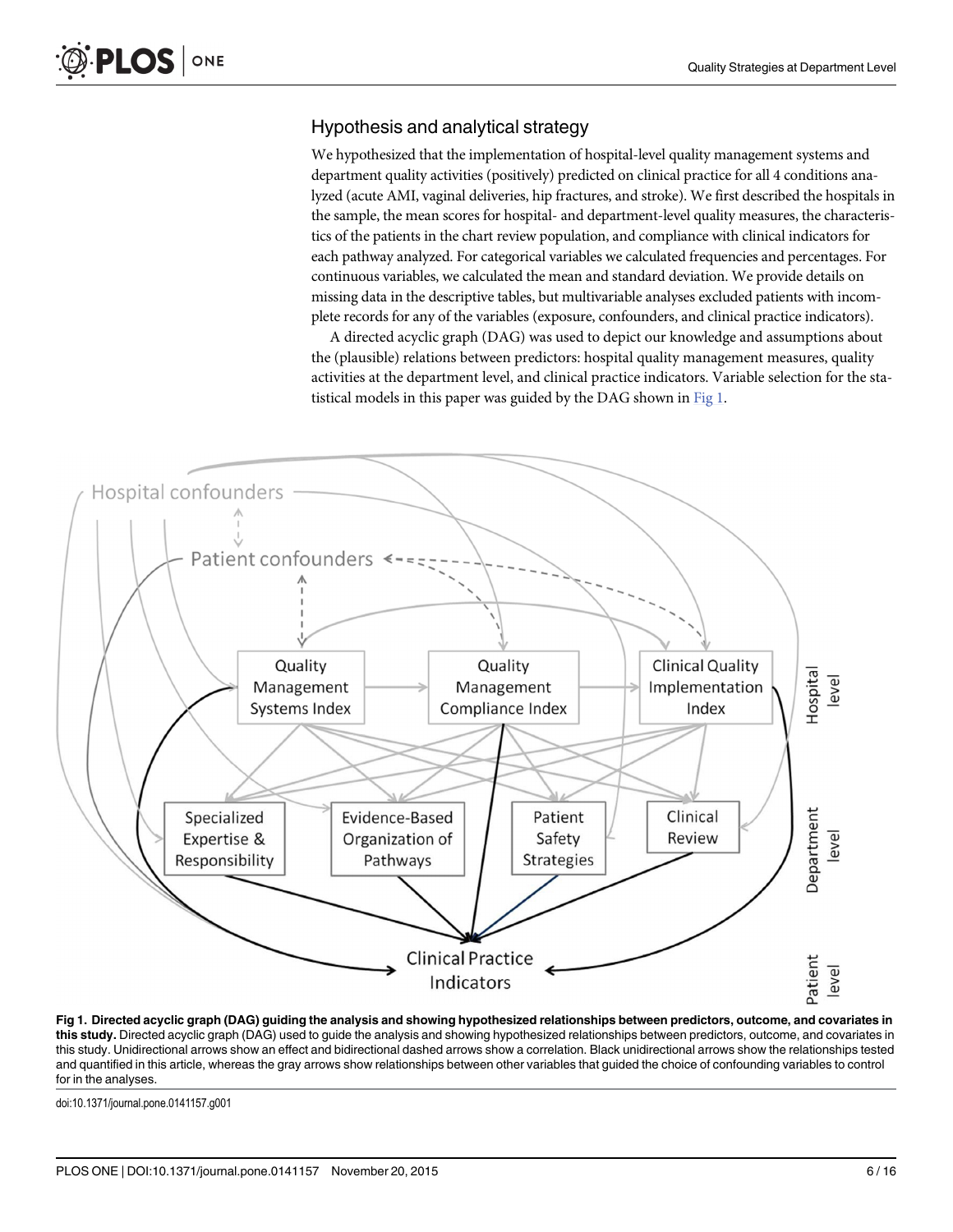## Hypothesis and analytical strategy

We hypothesized that the implementation of hospital-level quality management systems and department quality activities (positively) predicted on clinical practice for all 4 conditions analyzed (acute AMI, vaginal deliveries, hip fractures, and stroke). We first described the hospitals in the sample, the mean scores for hospital- and department-level quality measures, the characteristics of the patients in the chart review population, and compliance with clinical indicators for each pathway analyzed. For categorical variables we calculated frequencies and percentages. For continuous variables, we calculated the mean and standard deviation. We provide details on missing data in the descriptive tables, but multivariable analyses excluded patients with incomplete records for any of the variables (exposure, confounders, and clinical practice indicators).

A directed acyclic graph (DAG) was used to depict our knowledge and assumptions about the (plausible) relations between predictors: hospital quality management measures, quality activities at the department level, and clinical practice indicators. Variable selection for the statistical models in this paper was guided by the DAG shown in Fig 1.

**Fig 1. Directed acyclic graph (DAG) guiding the analysis and showing hypothesized relationships between predictors, outcome, and covariates in this study.** Directed acyclic graph (DAG) used to guide the analysis and showing hypothesized relationships between predictors, outcome, and covariates in this study. Unidirectional arrows show an effect and bidirectional dashed arrows show a correlation. Black unidirectional arrows show the relationships tested and quantified in this article, whereas the gray arrows show relationships between other variables that guided the choice of confounding variables to control for in the analyses.

doi:10.1371/journal.pone.0141157.g001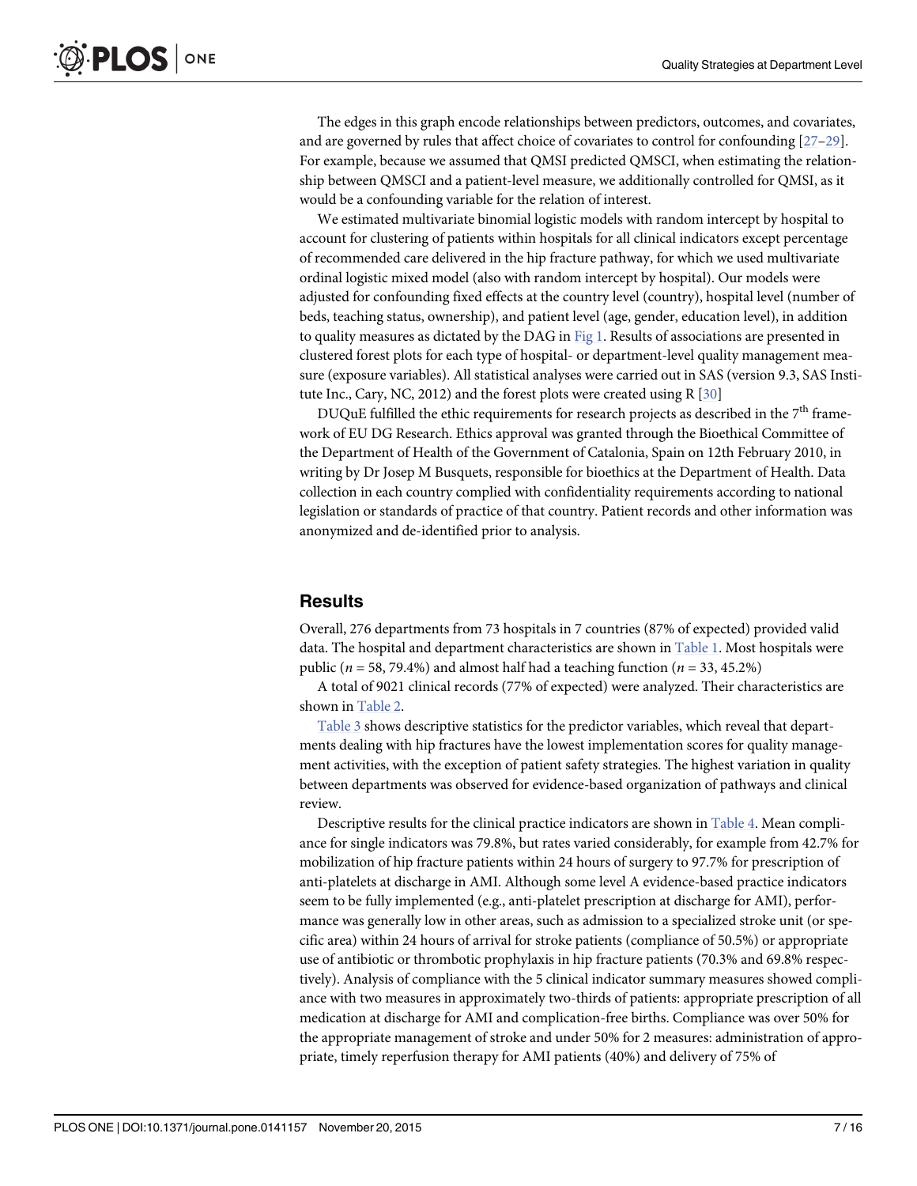The edges in this graph encode relationships between predictors, outcomes, and covariates, and are governed by rules that affect choice of covariates to control for confounding [27–29]. For example, because we assumed that QMSI predicted QMSCI, when estimating the relationship between QMSCI and a patient-level measure, we additionally controlled for QMSI, as it would be a confounding variable for the relation of interest.

We estimated multivariate binomial logistic models with random intercept by hospital to account for clustering of patients within hospitals for all clinical indicators except percentage of recommended care delivered in the hip fracture pathway, for which we used multivariate ordinal logistic mixed model (also with random intercept by hospital). Our models were adjusted for confounding fixed effects at the country level (country), hospital level (number of beds, teaching status, ownership), and patient level (age, gender, education level), in addition to quality measures as dictated by the DAG in Fig 1. Results of associations are presented in clustered forest plots for each type of hospital- or department-level quality management measure (exposure variables). All statistical analyses were carried out in SAS (version 9.3, SAS Institute Inc., Cary, NC, 2012) and the forest plots were created using R [30]

DUQuE fulfilled the ethic requirements for research projects as described in the 7[th] framework of EU DG Research. Ethics approval was granted through the Bioethical Committee of the Department of Health of the Government of Catalonia, Spain on 12th February 2010, in writing by Dr Josep M Busquets, responsible for bioethics at the Department of Health. Data collection in each country complied with confidentiality requirements according to national legislation or standards of practice of that country. Patient records and other information was anonymized and de-identified prior to analysis.

## Results

Overall, 276 departments from 73 hospitals in 7 countries (87% of expected) provided valid data. The hospital and department characteristics are shown in Table 1. Most hospitals were public ($n = 58$, 79.4%) and almost half had a teaching function ($n = 33$, 45.2%)

A total of 9021 clinical records (77% of expected) were analyzed. Their characteristics are shown in Table 2.

Table 3 shows descriptive statistics for the predictor variables, which reveal that departments dealing with hip fractures have the lowest implementation scores for quality management activities, with the exception of patient safety strategies. The highest variation in quality between departments was observed for evidence-based organization of pathways and clinical review.

Descriptive results for the clinical practice indicators are shown in Table 4. Mean compliance for single indicators was 79.8%, but rates varied considerably, for example from 42.7% for mobilization of hip fracture patients within 24 hours of surgery to 97.7% for prescription of anti-platelets at discharge in AMI. Although some level A evidence-based practice indicators seem to be fully implemented (e.g., anti-platelet prescription at discharge for AMI), performance was generally low in other areas, such as admission to a specialized stroke unit (or specific area) within 24 hours of arrival for stroke patients (compliance of 50.5%) or appropriate use of antibiotic or thrombotic prophylaxis in hip fracture patients (70.3% and 69.8% respectively). Analysis of compliance with the 5 clinical indicator summary measures showed compliance with two measures in approximately two-thirds of patients: appropriate prescription of all medication at discharge for AMI and complication-free births. Compliance was over 50% for the appropriate management of stroke and under 50% for 2 measures: administration of appropriate, timely reperfusion therapy for AMI patients (40%) and delivery of 75% of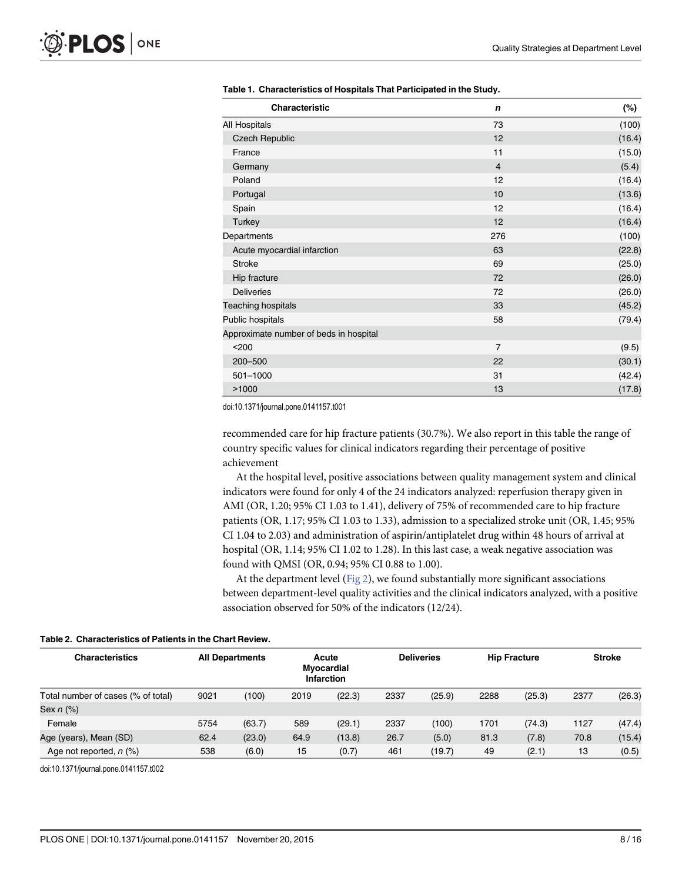**Table 1. Characteristics of Hospitals That Participated in the Study.**

| Characteristic | *n* | (%) |
|---|---|---|
| All Hospitals | 73 | (100) |
| Czech Republic | 12 | (16.4) |
| France | 11 | (15.0) |
| Germany | 4 | (5.4) |
| Poland | 12 | (16.4) |
| Portugal | 10 | (13.6) |
| Spain | 12 | (16.4) |
| Turkey | 12 | (16.4) |
| Departments | 276 | (100) |
| Acute myocardial infarction | 63 | (22.8) |
| Stroke | 69 | (25.0) |
| Hip fracture | 72 | (26.0) |
| Deliveries | 72 | (26.0) |
| Teaching hospitals | 33 | (45.2) |
| Public hospitals | 58 | (79.4) |
| Approximate number of beds in hospital | | |
| <200 | 7 | (9.5) |
| 200–500 | 22 | (30.1) |
| 501–1000 | 31 | (42.4) |
| >1000 | 13 | (17.8) |

doi:10.1371/journal.pone.0141157.t001

recommended care for hip fracture patients (30.7%). We also report in this table the range of country specific values for clinical indicators regarding their percentage of positive achievement

At the hospital level, positive associations between quality management system and clinical indicators were found for only 4 of the 24 indicators analyzed: reperfusion therapy given in AMI (OR, 1.20; 95% CI 1.03 to 1.41), delivery of 75% of recommended care to hip fracture patients (OR, 1.17; 95% CI 1.03 to 1.33), admission to a specialized stroke unit (OR, 1.45; 95% CI 1.04 to 2.03) and administration of aspirin/antiplatelet drug within 48 hours of arrival at hospital (OR, 1.14; 95% CI 1.02 to 1.28). In this last case, a weak negative association was found with QMSI (OR, 0.94; 95% CI 0.88 to 1.00).

At the department level (Fig 2), we found substantially more significant associations between department-level quality activities and the clinical indicators analyzed, with a positive association observed for 50% of the indicators (12/24).

**Table 2. Characteristics of Patients in the Chart Review.**

| Characteristics | All Departments | | Acute Myocardial Infarction | | Deliveries | | Hip Fracture | | Stroke | |
|---|---|---|---|---|---|---|---|---|---|---|
| Total number of cases (% of total) | 9021 | (100) | 2019 | (22.3) | 2337 | (25.9) | 2288 | (25.3) | 2377 | (26.3) |
| Sex *n* (%) | | | | | | | | | | |
| Female | 5754 | (63.7) | 589 | (29.1) | 2337 | (100) | 1701 | (74.3) | 1127 | (47.4) |
| Age (years), Mean (SD) | 62.4 | (23.0) | 64.9 | (13.8) | 26.7 | (5.0) | 81.3 | (7.8) | 70.8 | (15.4) |
| Age not reported, *n* (%) | 538 | (6.0) | 15 | (0.7) | 461 | (19.7) | 49 | (2.1) | 13 | (0.5) |

doi:10.1371/journal.pone.0141157.t002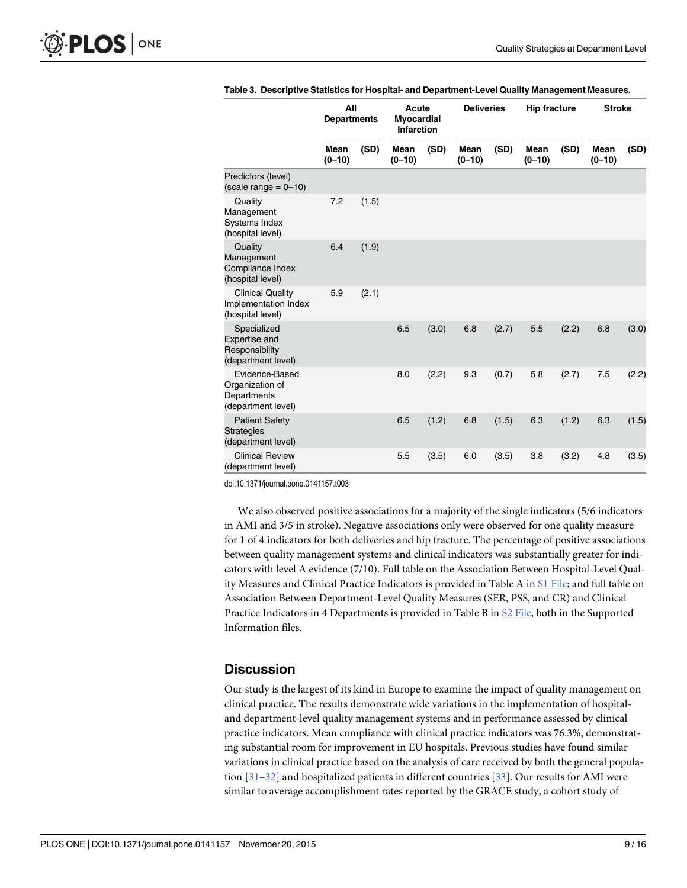**Table 3. Descriptive Statistics for Hospital- and Department-Level Quality Management Measures.**

| | All Departments | | Acute Myocardial Infarction | | Deliveries | | Hip fracture | | Stroke | |
|---|---|---|---|---|---|---|---|---|---|---|
| | Mean (0–10) | (SD) | Mean (0–10) | (SD) | Mean (0–10) | (SD) | Mean (0–10) | (SD) | Mean (0–10) | (SD) |
| Predictors (level) (scale range = 0–10) | | | | | | | | | | |
| Quality Management Systems Index (hospital level) | 7.2 | (1.5) | | | | | | | | |
| Quality Management Compliance Index (hospital level) | 6.4 | (1.9) | | | | | | | | |
| Clinical Quality Implementation Index (hospital level) | 5.9 | (2.1) | | | | | | | | |
| Specialized Expertise and Responsibility (department level) | | | 6.5 | (3.0) | 6.8 | (2.7) | 5.5 | (2.2) | 6.8 | (3.0) |
| Evidence-Based Organization of Departments (department level) | | | 8.0 | (2.2) | 9.3 | (0.7) | 5.8 | (2.7) | 7.5 | (2.2) |
| Patient Safety Strategies (department level) | | | 6.5 | (1.2) | 6.8 | (1.5) | 6.3 | (1.2) | 6.3 | (1.5) |
| Clinical Review (department level) | | | 5.5 | (3.5) | 6.0 | (3.5) | 3.8 | (3.2) | 4.8 | (3.5) |

doi:10.1371/journal.pone.0141157.t003

We also observed positive associations for a majority of the single indicators (5/6 indicators in AMI and 3/5 in stroke). Negative associations only were observed for one quality measure for 1 of 4 indicators for both deliveries and hip fracture. The percentage of positive associations between quality management systems and clinical indicators was substantially greater for indicators with level A evidence (7/10). Full table on the Association Between Hospital-Level Quality Measures and Clinical Practice Indicators is provided in Table A in S1 File; and full table on Association Between Department-Level Quality Measures (SER, PSS, and CR) and Clinical Practice Indicators in 4 Departments is provided in Table B in S2 File, both in the Supported Information files.

## Discussion

Our study is the largest of its kind in Europe to examine the impact of quality management on clinical practice. The results demonstrate wide variations in the implementation of hospital- and department-level quality management systems and in performance assessed by clinical practice indicators. Mean compliance with clinical practice indicators was 76.3%, demonstrating substantial room for improvement in EU hospitals. Previous studies have found similar variations in clinical practice based on the analysis of care received by both the general population [31–32] and hospitalized patients in different countries [33]. Our results for AMI were similar to average accomplishment rates reported by the GRACE study, a cohort study of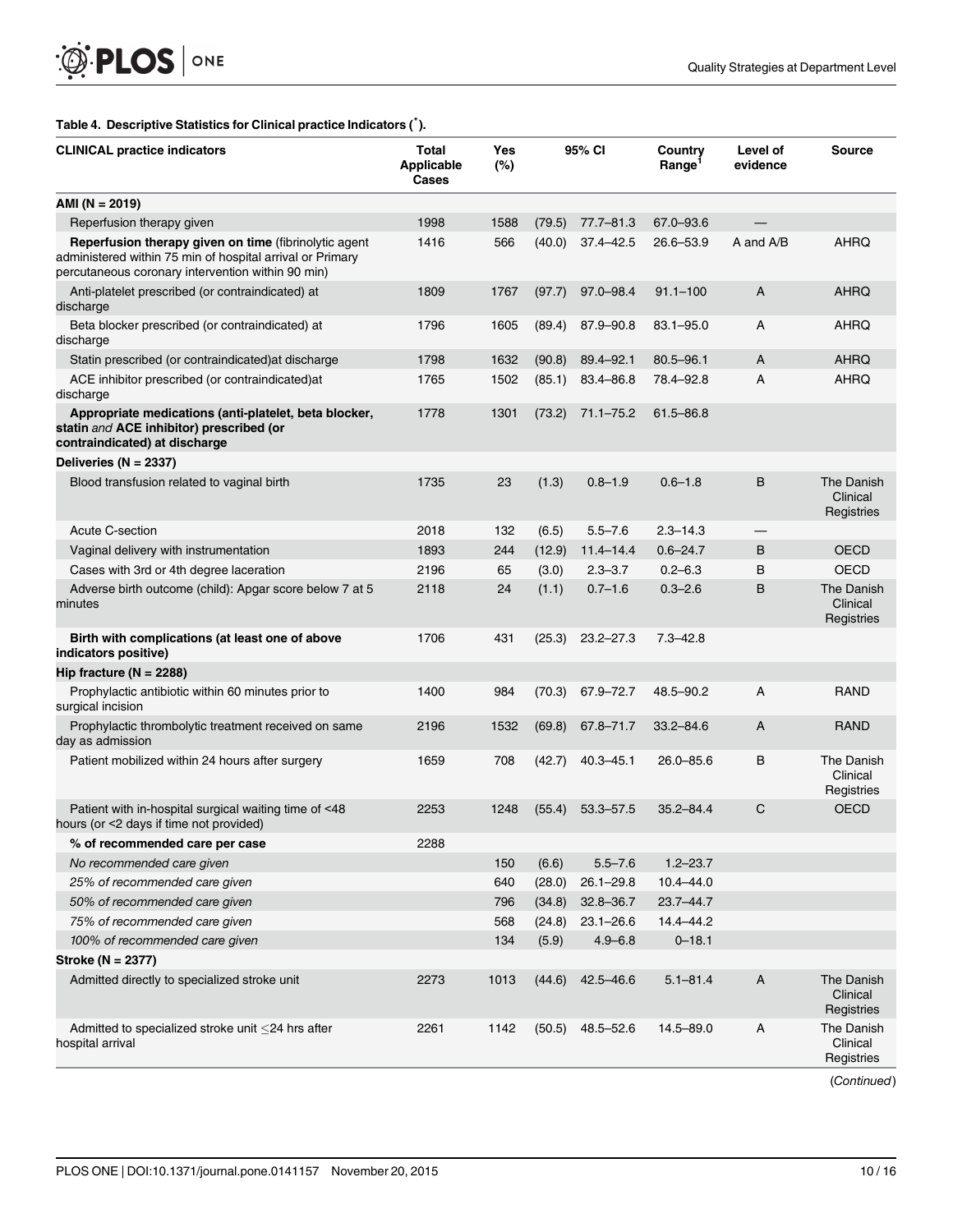**Table 4. Descriptive Statistics for Clinical practice Indicators (*).**

| CLINICAL practice indicators | Total Applicable Cases | Yes | (%) | 95% CI | Country Range[1] | Level of evidence | Source |
|---|---|---|---|---|---|---|---|
| **AMI (N = 2019)** | | | | | | | |
| Reperfusion therapy given | 1998 | 1588 | (79.5) | 77.7–81.3 | 67.0–93.6 | — | |
| **Reperfusion therapy given on time** (fibrinolytic agent administered within 75 min of hospital arrival or Primary percutaneous coronary intervention within 90 min) | 1416 | 566 | (40.0) | 37.4–42.5 | 26.6–53.9 | A and A/B | AHRQ |
| Anti-platelet prescribed (or contraindicated) at discharge | 1809 | 1767 | (97.7) | 97.0–98.4 | 91.1–100 | A | AHRQ |
| Beta blocker prescribed (or contraindicated) at discharge | 1796 | 1605 | (89.4) | 87.9–90.8 | 83.1–95.0 | A | AHRQ |
| Statin prescribed (or contraindicated)at discharge | 1798 | 1632 | (90.8) | 89.4–92.1 | 80.5–96.1 | A | AHRQ |
| ACE inhibitor prescribed (or contraindicated)at discharge | 1765 | 1502 | (85.1) | 83.4–86.8 | 78.4–92.8 | A | AHRQ |
| **Appropriate medications (anti-platelet, beta blocker, statin *and* ACE inhibitor) prescribed (or contraindicated) at discharge** | 1778 | 1301 | (73.2) | 71.1–75.2 | 61.5–86.8 | | |
| **Deliveries (N = 2337)** | | | | | | | |
| Blood transfusion related to vaginal birth | 1735 | 23 | (1.3) | 0.8–1.9 | 0.6–1.8 | B | The Danish Clinical Registries |
| Acute C-section | 2018 | 132 | (6.5) | 5.5–7.6 | 2.3–14.3 | — | |
| Vaginal delivery with instrumentation | 1893 | 244 | (12.9) | 11.4–14.4 | 0.6–24.7 | B | OECD |
| Cases with 3rd or 4th degree laceration | 2196 | 65 | (3.0) | 2.3–3.7 | 0.2–6.3 | B | OECD |
| Adverse birth outcome (child): Apgar score below 7 at 5 minutes | 2118 | 24 | (1.1) | 0.7–1.6 | 0.3–2.6 | B | The Danish Clinical Registries |
| **Birth with complications (at least one of above indicators positive)** | 1706 | 431 | (25.3) | 23.2–27.3 | 7.3–42.8 | | |
| **Hip fracture (N = 2288)** | | | | | | | |
| Prophylactic antibiotic within 60 minutes prior to surgical incision | 1400 | 984 | (70.3) | 67.9–72.7 | 48.5–90.2 | A | RAND |
| Prophylactic thrombolytic treatment received on same day as admission | 2196 | 1532 | (69.8) | 67.8–71.7 | 33.2–84.6 | A | RAND |
| Patient mobilized within 24 hours after surgery | 1659 | 708 | (42.7) | 40.3–45.1 | 26.0–85.6 | B | The Danish Clinical Registries |
| Patient with in-hospital surgical waiting time of <48 hours (or <2 days if time not provided) | 2253 | 1248 | (55.4) | 53.3–57.5 | 35.2–84.4 | C | OECD |
| **% of recommended care per case** | 2288 | | | | | | |
| *No recommended care given* | | 150 | (6.6) | 5.5–7.6 | 1.2–23.7 | | |
| *25% of recommended care given* | | 640 | (28.0) | 26.1–29.8 | 10.4–44.0 | | |
| *50% of recommended care given* | | 796 | (34.8) | 32.8–36.7 | 23.7–44.7 | | |
| *75% of recommended care given* | | 568 | (24.8) | 23.1–26.6 | 14.4–44.2 | | |
| *100% of recommended care given* | | 134 | (5.9) | 4.9–6.8 | 0–18.1 | | |
| **Stroke (N = 2377)** | | | | | | | |
| Admitted directly to specialized stroke unit | 2273 | 1013 | (44.6) | 42.5–46.6 | 5.1–81.4 | A | The Danish Clinical Registries |
| Admitted to specialized stroke unit ≤24 hrs after hospital arrival | 2261 | 1142 | (50.5) | 48.5–52.6 | 14.5–89.0 | A | The Danish Clinical Registries |

(*Continued*)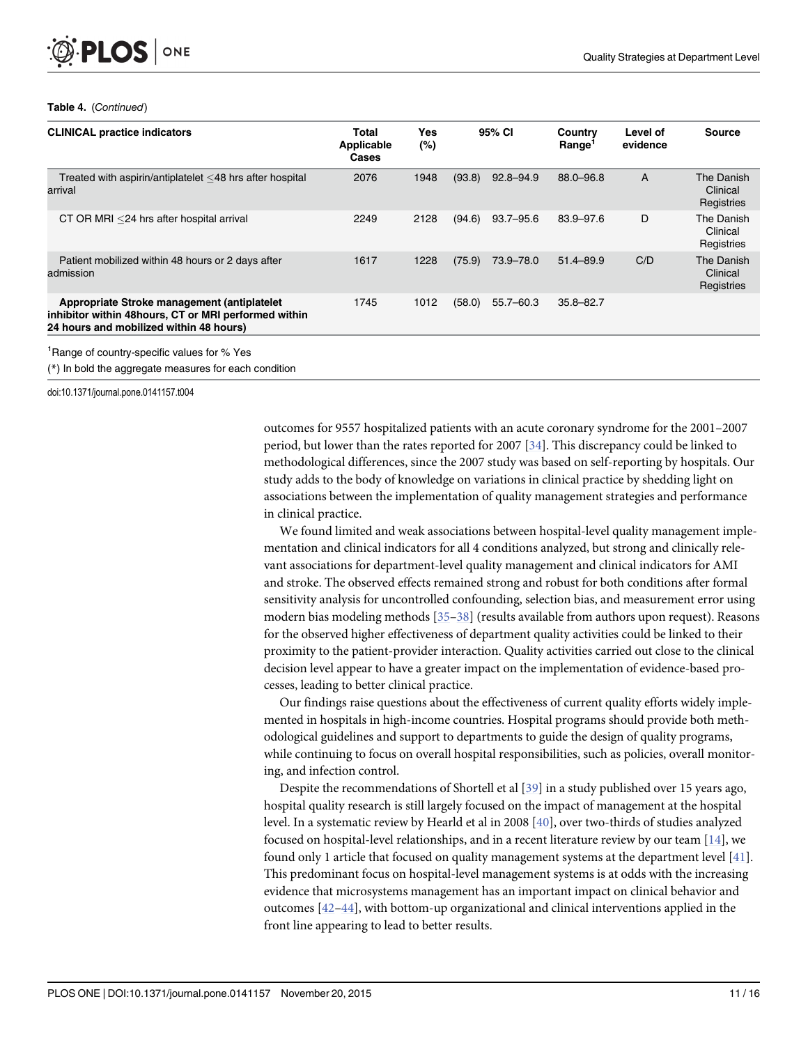**Table 4.** (*Continued*)

| CLINICAL practice indicators | Total Applicable Cases | Yes (%) | | 95% CI | Country Range[1] | Level of evidence | Source |
|---|---|---|---|---|---|---|---|
| Treated with aspirin/antiplatelet ≤48 hrs after hospital arrival | 2076 | 1948 | (93.8) | 92.8–94.9 | 88.0–96.8 | A | The Danish Clinical Registries |
| CT OR MRI ≤24 hrs after hospital arrival | 2249 | 2128 | (94.6) | 93.7–95.6 | 83.9–97.6 | D | The Danish Clinical Registries |
| Patient mobilized within 48 hours or 2 days after admission | 1617 | 1228 | (75.9) | 73.9–78.0 | 51.4–89.9 | C/D | The Danish Clinical Registries |
| **Appropriate Stroke management (antiplatelet inhibitor within 48hours, CT or MRI performed within 24 hours and mobilized within 48 hours)** | 1745 | 1012 | (58.0) | 55.7–60.3 | 35.8–82.7 | | |

[1]Range of country-specific values for % Yes

(*) In bold the aggregate measures for each condition

doi:10.1371/journal.pone.0141157.t004

outcomes for 9557 hospitalized patients with an acute coronary syndrome for the 2001–2007 period, but lower than the rates reported for 2007 [34]. This discrepancy could be linked to methodological differences, since the 2007 study was based on self-reporting by hospitals. Our study adds to the body of knowledge on variations in clinical practice by shedding light on associations between the implementation of quality management strategies and performance in clinical practice.

We found limited and weak associations between hospital-level quality management implementation and clinical indicators for all 4 conditions analyzed, but strong and clinically relevant associations for department-level quality management and clinical indicators for AMI and stroke. The observed effects remained strong and robust for both conditions after formal sensitivity analysis for uncontrolled confounding, selection bias, and measurement error using modern bias modeling methods [35–38] (results available from authors upon request). Reasons for the observed higher effectiveness of department quality activities could be linked to their proximity to the patient-provider interaction. Quality activities carried out close to the clinical decision level appear to have a greater impact on the implementation of evidence-based processes, leading to better clinical practice.

Our findings raise questions about the effectiveness of current quality efforts widely implemented in hospitals in high-income countries. Hospital programs should provide both methodological guidelines and support to departments to guide the design of quality programs, while continuing to focus on overall hospital responsibilities, such as policies, overall monitoring, and infection control.

Despite the recommendations of Shortell et al [39] in a study published over 15 years ago, hospital quality research is still largely focused on the impact of management at the hospital level. In a systematic review by Hearld et al in 2008 [40], over two-thirds of studies analyzed focused on hospital-level relationships, and in a recent literature review by our team [14], we found only 1 article that focused on quality management systems at the department level [41]. This predominant focus on hospital-level management systems is at odds with the increasing evidence that microsystems management has an important impact on clinical behavior and outcomes [42–44], with bottom-up organizational and clinical interventions applied in the front line appearing to lead to better results.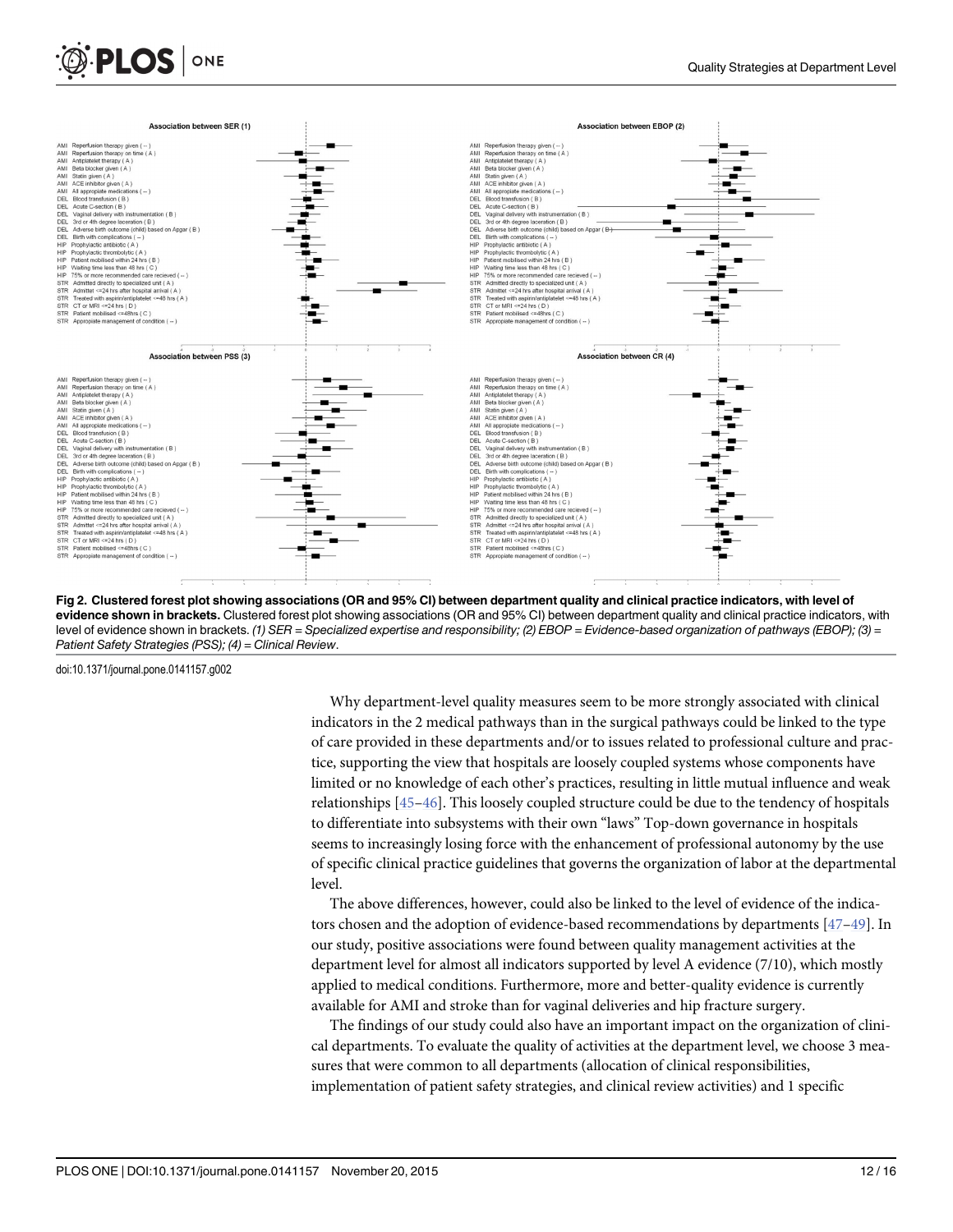**Fig 2. Clustered forest plot showing associations (OR and 95% CI) between department quality and clinical practice indicators, with level of evidence shown in brackets.** Clustered forest plot showing associations (OR and 95% CI) between department quality and clinical practice indicators, with level of evidence shown in brackets. *(1) SER = Specialized expertise and responsibility; (2) EBOP = Evidence-based organization of pathways (EBOP); (3) = Patient Safety Strategies (PSS); (4) = Clinical Review.*

doi:10.1371/journal.pone.0141157.g002

Why department-level quality measures seem to be more strongly associated with clinical indicators in the 2 medical pathways than in the surgical pathways could be linked to the type of care provided in these departments and/or to issues related to professional culture and practice, supporting the view that hospitals are loosely coupled systems whose components have limited or no knowledge of each other's practices, resulting in little mutual influence and weak relationships [45–46]. This loosely coupled structure could be due to the tendency of hospitals to differentiate into subsystems with their own "laws" Top-down governance in hospitals seems to increasingly losing force with the enhancement of professional autonomy by the use of specific clinical practice guidelines that governs the organization of labor at the departmental level.

The above differences, however, could also be linked to the level of evidence of the indicators chosen and the adoption of evidence-based recommendations by departments [47–49]. In our study, positive associations were found between quality management activities at the department level for almost all indicators supported by level A evidence (7/10), which mostly applied to medical conditions. Furthermore, more and better-quality evidence is currently available for AMI and stroke than for vaginal deliveries and hip fracture surgery.

The findings of our study could also have an important impact on the organization of clinical departments. To evaluate the quality of activities at the department level, we choose 3 measures that were common to all departments (allocation of clinical responsibilities, implementation of patient safety strategies, and clinical review activities) and 1 specific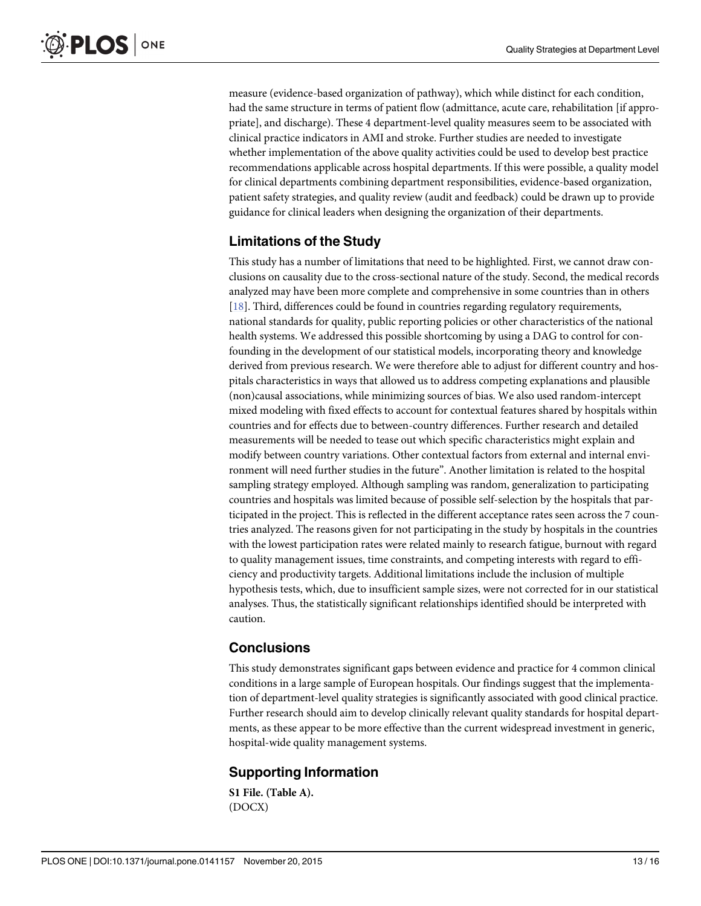measure (evidence-based organization of pathway), which while distinct for each condition, had the same structure in terms of patient flow (admittance, acute care, rehabilitation [if appropriate], and discharge). These 4 department-level quality measures seem to be associated with clinical practice indicators in AMI and stroke. Further studies are needed to investigate whether implementation of the above quality activities could be used to develop best practice recommendations applicable across hospital departments. If this were possible, a quality model for clinical departments combining department responsibilities, evidence-based organization, patient safety strategies, and quality review (audit and feedback) could be drawn up to provide guidance for clinical leaders when designing the organization of their departments.

## Limitations of the Study

This study has a number of limitations that need to be highlighted. First, we cannot draw conclusions on causality due to the cross-sectional nature of the study. Second, the medical records analyzed may have been more complete and comprehensive in some countries than in others [18]. Third, differences could be found in countries regarding regulatory requirements, national standards for quality, public reporting policies or other characteristics of the national health systems. We addressed this possible shortcoming by using a DAG to control for confounding in the development of our statistical models, incorporating theory and knowledge derived from previous research. We were therefore able to adjust for different country and hospitals characteristics in ways that allowed us to address competing explanations and plausible (non)causal associations, while minimizing sources of bias. We also used random-intercept mixed modeling with fixed effects to account for contextual features shared by hospitals within countries and for effects due to between-country differences. Further research and detailed measurements will be needed to tease out which specific characteristics might explain and modify between country variations. Other contextual factors from external and internal environment will need further studies in the future". Another limitation is related to the hospital sampling strategy employed. Although sampling was random, generalization to participating countries and hospitals was limited because of possible self-selection by the hospitals that participated in the project. This is reflected in the different acceptance rates seen across the 7 countries analyzed. The reasons given for not participating in the study by hospitals in the countries with the lowest participation rates were related mainly to research fatigue, burnout with regard to quality management issues, time constraints, and competing interests with regard to efficiency and productivity targets. Additional limitations include the inclusion of multiple hypothesis tests, which, due to insufficient sample sizes, were not corrected for in our statistical analyses. Thus, the statistically significant relationships identified should be interpreted with caution.

## Conclusions

This study demonstrates significant gaps between evidence and practice for 4 common clinical conditions in a large sample of European hospitals. Our findings suggest that the implementation of department-level quality strategies is significantly associated with good clinical practice. Further research should aim to develop clinically relevant quality standards for hospital departments, as these appear to be more effective than the current widespread investment in generic, hospital-wide quality management systems.

## Supporting Information

**S1 File. (Table A).**
(DOCX)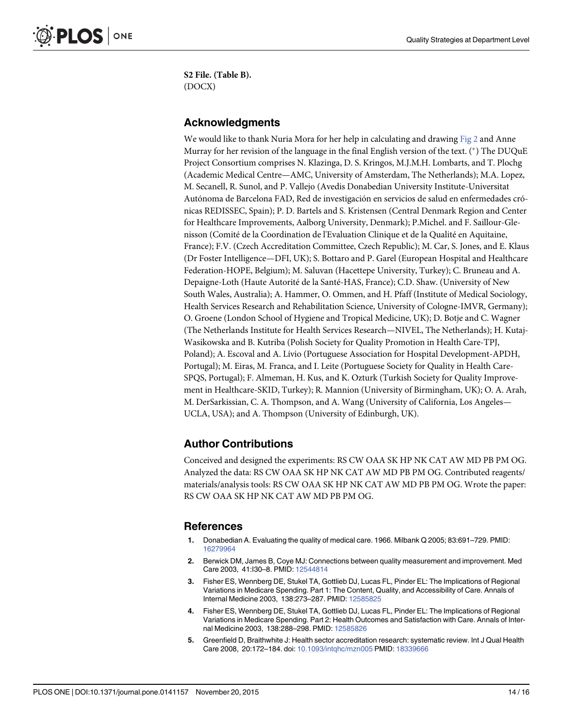**S2 File. (Table B).**
(DOCX)

## Acknowledgments

We would like to thank Nuria Mora for her help in calculating and drawing Fig 2 and Anne Murray for her revision of the language in the final English version of the text. (*) The DUQuE Project Consortium comprises N. Klazinga, D. S. Kringos, M.J.M.H. Lombarts, and T. Plochg (Academic Medical Centre—AMC, University of Amsterdam, The Netherlands); M.A. Lopez, M. Secanell, R. Sunol, and P. Vallejo (Avedis Donabedian University Institute-Universitat Autónoma de Barcelona FAD, Red de investigación en servicios de salud en enfermedades crónicas REDISSEC, Spain); P. D. Bartels and S. Kristensen (Central Denmark Region and Center for Healthcare Improvements, Aalborg University, Denmark); P.Michel. and F. Saillour-Glenisson (Comité de la Coordination de l'Evaluation Clinique et de la Qualité en Aquitaine, France); F.V. (Czech Accreditation Committee, Czech Republic); M. Car, S. Jones, and E. Klaus (Dr Foster Intelligence—DFI, UK); S. Bottaro and P. Garel (European Hospital and Healthcare Federation-HOPE, Belgium); M. Saluvan (Hacettepe University, Turkey); C. Bruneau and A. Depaigne-Loth (Haute Autorité de la Santé-HAS, France); C.D. Shaw. (University of New South Wales, Australia); A. Hammer, O. Ommen, and H. Pfaff (Institute of Medical Sociology, Health Services Research and Rehabilitation Science, University of Cologne-IMVR, Germany); O. Groene (London School of Hygiene and Tropical Medicine, UK); D. Botje and C. Wagner (The Netherlands Institute for Health Services Research—NIVEL, The Netherlands); H. Kutaj-Wasikowska and B. Kutriba (Polish Society for Quality Promotion in Health Care-TPJ, Poland); A. Escoval and A. Lívio (Portuguese Association for Hospital Development-APDH, Portugal); M. Eiras, M. Franca, and I. Leite (Portuguese Society for Quality in Health Care-SPQS, Portugal); F. Almeman, H. Kus, and K. Ozturk (Turkish Society for Quality Improvement in Healthcare-SKID, Turkey); R. Mannion (University of Birmingham, UK); O. A. Arah, M. DerSarkissian, C. A. Thompson, and A. Wang (University of California, Los Angeles—UCLA, USA); and A. Thompson (University of Edinburgh, UK).

## Author Contributions

Conceived and designed the experiments: RS CW OAA SK HP NK CAT AW MD PB PM OG. Analyzed the data: RS CW OAA SK HP NK CAT AW MD PB PM OG. Contributed reagents/materials/analysis tools: RS CW OAA SK HP NK CAT AW MD PB PM OG. Wrote the paper: RS CW OAA SK HP NK CAT AW MD PB PM OG.

## References

1. Donabedian A. Evaluating the quality of medical care. 1966. Milbank Q 2005; 83:691–729. PMID: 16279964
2. Berwick DM, James B, Coye MJ: Connections between quality measurement and improvement. Med Care 2003, 41:I30–8. PMID: 12544814
3. Fisher ES, Wennberg DE, Stukel TA, Gottlieb DJ, Lucas FL, Pinder EL: The Implications of Regional Variations in Medicare Spending. Part 1: The Content, Quality, and Accessibility of Care. Annals of Internal Medicine 2003, 138:273–287. PMID: 12585825
4. Fisher ES, Wennberg DE, Stukel TA, Gottlieb DJ, Lucas FL, Pinder EL: The Implications of Regional Variations in Medicare Spending. Part 2: Health Outcomes and Satisfaction with Care. Annals of Internal Medicine 2003, 138:288–298. PMID: 12585826
5. Greenfield D, Braithwhite J: Health sector accreditation research: systematic review. Int J Qual Health Care 2008, 20:172–184. doi: 10.1093/intqhc/mzn005 PMID: 18339666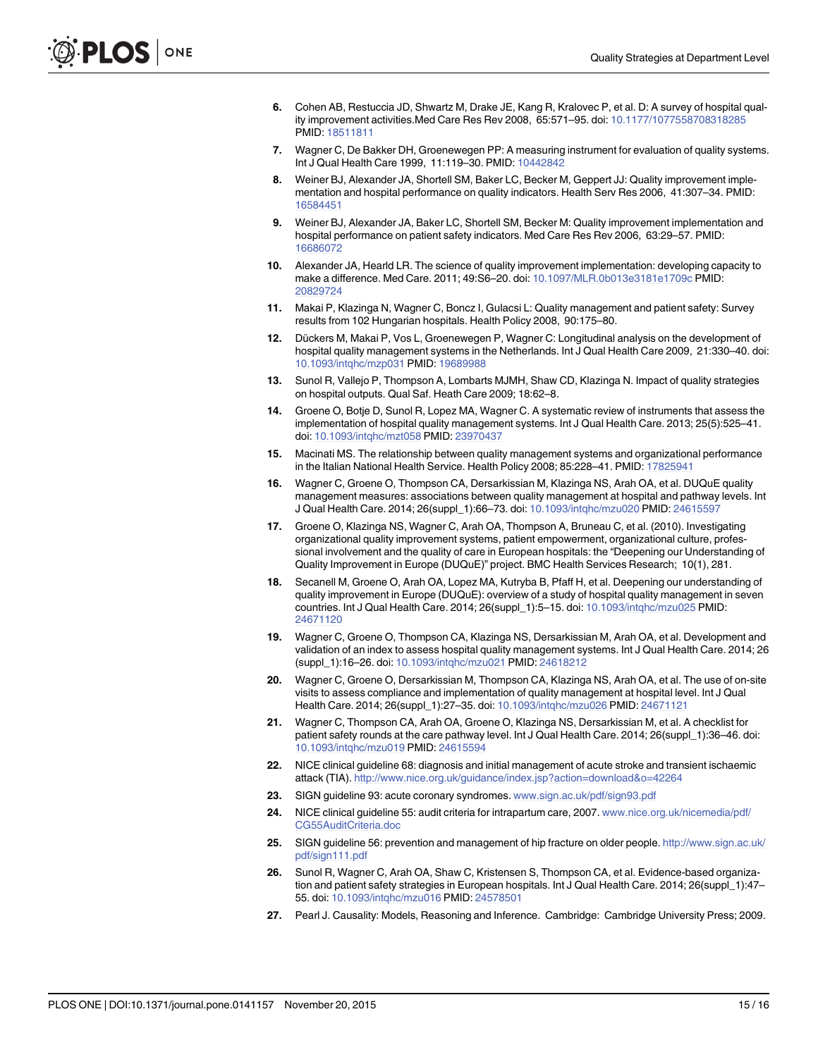6. Cohen AB, Restuccia JD, Shwartz M, Drake JE, Kang R, Kralovec P, et al. D: A survey of hospital quality improvement activities.Med Care Res Rev 2008, 65:571–95. doi: 10.1177/1077558708318285 PMID: 18511811

7. Wagner C, De Bakker DH, Groenewegen PP: A measuring instrument for evaluation of quality systems. Int J Qual Health Care 1999, 11:119–30. PMID: 10442842

8. Weiner BJ, Alexander JA, Shortell SM, Baker LC, Becker M, Geppert JJ: Quality improvement implementation and hospital performance on quality indicators. Health Serv Res 2006, 41:307–34. PMID: 16584451

9. Weiner BJ, Alexander JA, Baker LC, Shortell SM, Becker M: Quality improvement implementation and hospital performance on patient safety indicators. Med Care Res Rev 2006, 63:29–57. PMID: 16686072

10. Alexander JA, Hearld LR. The science of quality improvement implementation: developing capacity to make a difference. Med Care. 2011; 49:S6–20. doi: 10.1097/MLR.0b013e3181e1709c PMID: 20829724

11. Makai P, Klazinga N, Wagner C, Boncz I, Gulacsi L: Quality management and patient safety: Survey results from 102 Hungarian hospitals. Health Policy 2008, 90:175–80.

12. Dückers M, Makai P, Vos L, Groenewegen P, Wagner C: Longitudinal analysis on the development of hospital quality management systems in the Netherlands. Int J Qual Health Care 2009, 21:330–40. doi: 10.1093/intqhc/mzp031 PMID: 19689988

13. Sunol R, Vallejo P, Thompson A, Lombarts MJMH, Shaw CD, Klazinga N. Impact of quality strategies on hospital outputs. Qual Saf. Heath Care 2009; 18:62–8.

14. Groene O, Botje D, Sunol R, Lopez MA, Wagner C. A systematic review of instruments that assess the implementation of hospital quality management systems. Int J Qual Health Care. 2013; 25(5):525–41. doi: 10.1093/intqhc/mzt058 PMID: 23970437

15. Macinati MS. The relationship between quality management systems and organizational performance in the Italian National Health Service. Health Policy 2008; 85:228–41. PMID: 17825941

16. Wagner C, Groene O, Thompson CA, Dersarkissian M, Klazinga NS, Arah OA, et al. DUQuE quality management measures: associations between quality management at hospital and pathway levels. Int J Qual Health Care. 2014; 26(suppl_1):66–73. doi: 10.1093/intqhc/mzu020 PMID: 24615597

17. Groene O, Klazinga NS, Wagner C, Arah OA, Thompson A, Bruneau C, et al. (2010). Investigating organizational quality improvement systems, patient empowerment, organizational culture, professional involvement and the quality of care in European hospitals: the "Deepening our Understanding of Quality Improvement in Europe (DUQuE)" project. BMC Health Services Research; 10(1), 281.

18. Secanell M, Groene O, Arah OA, Lopez MA, Kutryba B, Pfaff H, et al. Deepening our understanding of quality improvement in Europe (DUQuE): overview of a study of hospital quality management in seven countries. Int J Qual Health Care. 2014; 26(suppl_1):5–15. doi: 10.1093/intqhc/mzu025 PMID: 24671120

19. Wagner C, Groene O, Thompson CA, Klazinga NS, Dersarkissian M, Arah OA, et al. Development and validation of an index to assess hospital quality management systems. Int J Qual Health Care. 2014; 26 (suppl_1):16–26. doi: 10.1093/intqhc/mzu021 PMID: 24618212

20. Wagner C, Groene O, Dersarkissian M, Thompson CA, Klazinga NS, Arah OA, et al. The use of on-site visits to assess compliance and implementation of quality management at hospital level. Int J Qual Health Care. 2014; 26(suppl_1):27–35. doi: 10.1093/intqhc/mzu026 PMID: 24671121

21. Wagner C, Thompson CA, Arah OA, Groene O, Klazinga NS, Dersarkissian M, et al. A checklist for patient safety rounds at the care pathway level. Int J Qual Health Care. 2014; 26(suppl_1):36–46. doi: 10.1093/intqhc/mzu019 PMID: 24615594

22. NICE clinical guideline 68: diagnosis and initial management of acute stroke and transient ischaemic attack (TIA). http://www.nice.org.uk/guidance/index.jsp?action=download&o=42264

23. SIGN guideline 93: acute coronary syndromes. www.sign.ac.uk/pdf/sign93.pdf

24. NICE clinical guideline 55: audit criteria for intrapartum care, 2007. www.nice.org.uk/nicemedia/pdf/CG55AuditCriteria.doc

25. SIGN guideline 56: prevention and management of hip fracture on older people. http://www.sign.ac.uk/pdf/sign111.pdf

26. Sunol R, Wagner C, Arah OA, Shaw C, Kristensen S, Thompson CA, et al. Evidence-based organization and patient safety strategies in European hospitals. Int J Qual Health Care. 2014; 26(suppl_1):47–55. doi: 10.1093/intqhc/mzu016 PMID: 24578501

27. Pearl J. Causality: Models, Reasoning and Inference. Cambridge: Cambridge University Press; 2009.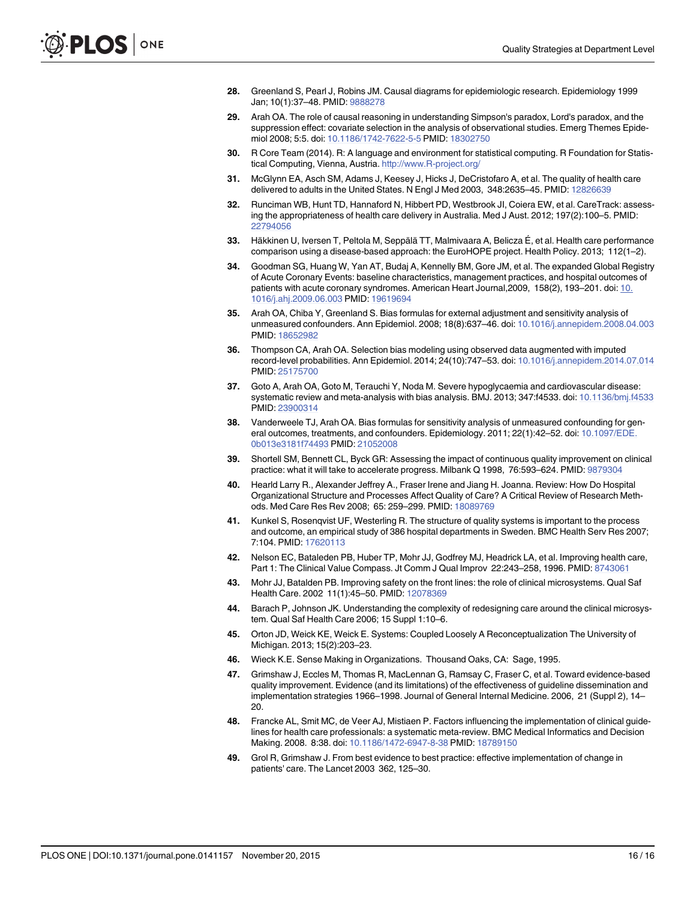28. Greenland S, Pearl J, Robins JM. Causal diagrams for epidemiologic research. Epidemiology 1999 Jan; 10(1):37–48. PMID: 9888278

29. Arah OA. The role of causal reasoning in understanding Simpson's paradox, Lord's paradox, and the suppression effect: covariate selection in the analysis of observational studies. Emerg Themes Epidemiol 2008; 5:5. doi: 10.1186/1742-7622-5-5 PMID: 18302750

30. R Core Team (2014). R: A language and environment for statistical computing. R Foundation for Statistical Computing, Vienna, Austria. http://www.R-project.org/

31. McGlynn EA, Asch SM, Adams J, Keesey J, Hicks J, DeCristofaro A, et al. The quality of health care delivered to adults in the United States. N Engl J Med 2003, 348:2635–45. PMID: 12826639

32. Runciman WB, Hunt TD, Hannaford N, Hibbert PD, Westbrook JI, Coiera EW, et al. CareTrack: assessing the appropriateness of health care delivery in Australia. Med J Aust. 2012; 197(2):100–5. PMID: 22794056

33. Häkkinen U, Iversen T, Peltola M, Seppälä TT, Malmivaara A, Belicza É, et al. Health care performance comparison using a disease-based approach: the EuroHOPE project. Health Policy. 2013; 112(1–2).

34. Goodman SG, Huang W, Yan AT, Budaj A, Kennelly BM, Gore JM, et al. The expanded Global Registry of Acute Coronary Events: baseline characteristics, management practices, and hospital outcomes of patients with acute coronary syndromes. American Heart Journal,2009, 158(2), 193–201. doi: 10.1016/j.ahj.2009.06.003 PMID: 19619694

35. Arah OA, Chiba Y, Greenland S. Bias formulas for external adjustment and sensitivity analysis of unmeasured confounders. Ann Epidemiol. 2008; 18(8):637–46. doi: 10.1016/j.annepidem.2008.04.003 PMID: 18652982

36. Thompson CA, Arah OA. Selection bias modeling using observed data augmented with imputed record-level probabilities. Ann Epidemiol. 2014; 24(10):747–53. doi: 10.1016/j.annepidem.2014.07.014 PMID: 25175700

37. Goto A, Arah OA, Goto M, Terauchi Y, Noda M. Severe hypoglycaemia and cardiovascular disease: systematic review and meta-analysis with bias analysis. BMJ. 2013; 347:f4533. doi: 10.1136/bmj.f4533 PMID: 23900314

38. Vanderweele TJ, Arah OA. Bias formulas for sensitivity analysis of unmeasured confounding for general outcomes, treatments, and confounders. Epidemiology. 2011; 22(1):42–52. doi: 10.1097/EDE.0b013e3181f74493 PMID: 21052008

39. Shortell SM, Bennett CL, Byck GR: Assessing the impact of continuous quality improvement on clinical practice: what it will take to accelerate progress. Milbank Q 1998, 76:593–624. PMID: 9879304

40. Hearld Larry R., Alexander Jeffrey A., Fraser Irene and Jiang H. Joanna. Review: How Do Hospital Organizational Structure and Processes Affect Quality of Care? A Critical Review of Research Methods. Med Care Res Rev 2008; 65: 259–299. PMID: 18089769

41. Kunkel S, Rosenqvist UF, Westerling R. The structure of quality systems is important to the process and outcome, an empirical study of 386 hospital departments in Sweden. BMC Health Serv Res 2007; 7:104. PMID: 17620113

42. Nelson EC, Batalden PB, Huber TP, Mohr JJ, Godfrey MJ, Headrick LA, et al. Improving health care, Part 1: The Clinical Value Compass. Jt Comm J Qual Improv 22:243–258, 1996. PMID: 8743061

43. Mohr JJ, Batalden PB. Improving safety on the front lines: the role of clinical microsystems. Qual Saf Health Care. 2002 11(1):45–50. PMID: 12078369

44. Barach P, Johnson JK. Understanding the complexity of redesigning care around the clinical microsystem. Qual Saf Health Care 2006; 15 Suppl 1:10–6.

45. Orton JD, Weick KE, Weick E. Systems: Coupled Loosely A Reconceptualization The University of Michigan. 2013; 15(2):203–23.

46. Wieck K.E. Sense Making in Organizations. Thousand Oaks, CA: Sage, 1995.

47. Grimshaw J, Eccles M, Thomas R, MacLennan G, Ramsay C, Fraser C, et al. Toward evidence-based quality improvement. Evidence (and its limitations) of the effectiveness of guideline dissemination and implementation strategies 1966–1998. Journal of General Internal Medicine. 2006, 21 (Suppl 2), 14–20.

48. Francke AL, Smit MC, de Veer AJ, Mistiaen P. Factors influencing the implementation of clinical guidelines for health care professionals: a systematic meta-review. BMC Medical Informatics and Decision Making. 2008. 8:38. doi: 10.1186/1472-6947-8-38 PMID: 18789150

49. Grol R, Grimshaw J. From best evidence to best practice: effective implementation of change in patients' care. The Lancet 2003 362, 125–30.